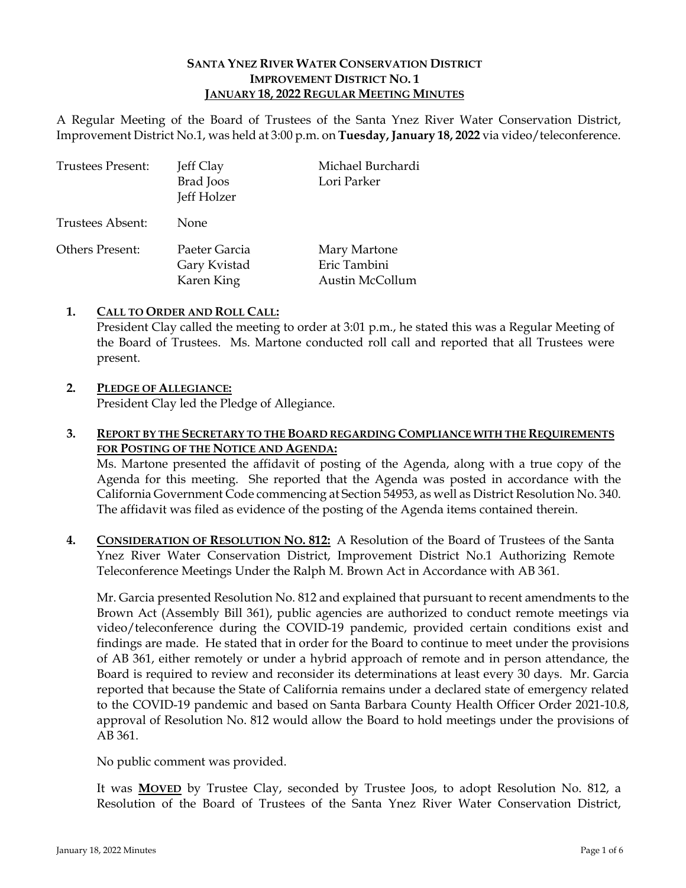# SANTA YNEZ RIVER WATER CONSERVATION DISTRICT
## IMPROVEMENT DISTRICT NO. 1
## JANUARY 18, 2022 REGULAR MEETING MINUTES

A Regular Meeting of the Board of Trustees of the Santa Ynez River Water Conservation District, Improvement District No.1, was held at 3:00 p.m. on **Tuesday, January 18, 2022** via video/teleconference.

| | | |
|---|---|---|
| Trustees Present: | Jeff Clay<br>Brad Joos<br>Jeff Holzer | Michael Burchardi<br>Lori Parker |
| Trustees Absent: | None | |
| Others Present: | Paeter Garcia<br>Gary Kvistad<br>Karen King | Mary Martone<br>Eric Tambini<br>Austin McCollum |

1. **CALL TO ORDER AND ROLL CALL:**
   President Clay called the meeting to order at 3:01 p.m., he stated this was a Regular Meeting of the Board of Trustees. Ms. Martone conducted roll call and reported that all Trustees were present.

2. **PLEDGE OF ALLEGIANCE:**
   President Clay led the Pledge of Allegiance.

3. **REPORT BY THE SECRETARY TO THE BOARD REGARDING COMPLIANCE WITH THE REQUIREMENTS FOR POSTING OF THE NOTICE AND AGENDA:**
   Ms. Martone presented the affidavit of posting of the Agenda, along with a true copy of the Agenda for this meeting. She reported that the Agenda was posted in accordance with the California Government Code commencing at Section 54953, as well as District Resolution No. 340. The affidavit was filed as evidence of the posting of the Agenda items contained therein.

4. **CONSIDERATION OF RESOLUTION NO. 812:** A Resolution of the Board of Trustees of the Santa Ynez River Water Conservation District, Improvement District No.1 Authorizing Remote Teleconference Meetings Under the Ralph M. Brown Act in Accordance with AB 361.

   Mr. Garcia presented Resolution No. 812 and explained that pursuant to recent amendments to the Brown Act (Assembly Bill 361), public agencies are authorized to conduct remote meetings via video/teleconference during the COVID-19 pandemic, provided certain conditions exist and findings are made. He stated that in order for the Board to continue to meet under the provisions of AB 361, either remotely or under a hybrid approach of remote and in person attendance, the Board is required to review and reconsider its determinations at least every 30 days. Mr. Garcia reported that because the State of California remains under a declared state of emergency related to the COVID-19 pandemic and based on Santa Barbara County Health Officer Order 2021-10.8, approval of Resolution No. 812 would allow the Board to hold meetings under the provisions of AB 361.

   No public comment was provided.

   It was **MOVED** by Trustee Clay, seconded by Trustee Joos, to adopt Resolution No. 812, a Resolution of the Board of Trustees of the Santa Ynez River Water Conservation District,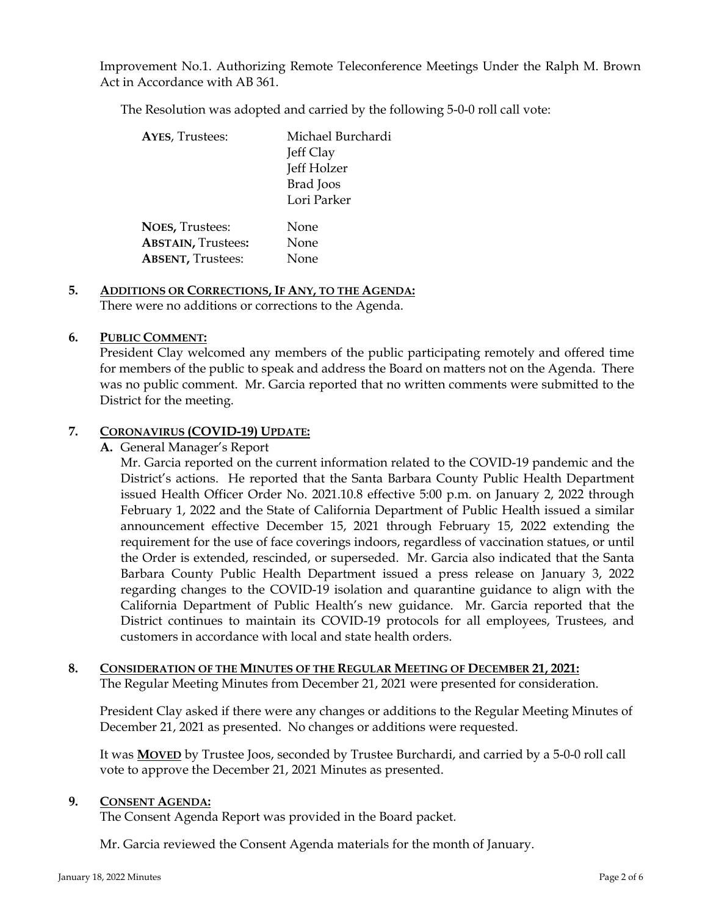Improvement No.1. Authorizing Remote Teleconference Meetings Under the Ralph M. Brown Act in Accordance with AB 361.

The Resolution was adopted and carried by the following 5-0-0 roll call vote:

| | |
|---|---|
| **AYES**, Trustees: | Michael Burchardi |
| | Jeff Clay |
| | Jeff Holzer |
| | Brad Joos |
| | Lori Parker |
| **NOES,** Trustees: | None |
| **ABSTAIN,** Trustees**:** | None |
| **ABSENT,** Trustees: | None |

**5. ADDITIONS OR CORRECTIONS, IF ANY, TO THE AGENDA:**

There were no additions or corrections to the Agenda.

**6. PUBLIC COMMENT:**

President Clay welcomed any members of the public participating remotely and offered time for members of the public to speak and address the Board on matters not on the Agenda. There was no public comment. Mr. Garcia reported that no written comments were submitted to the District for the meeting.

**7. CORONAVIRUS (COVID-19) UPDATE:**

**A.** General Manager's Report

Mr. Garcia reported on the current information related to the COVID-19 pandemic and the District's actions. He reported that the Santa Barbara County Public Health Department issued Health Officer Order No. 2021.10.8 effective 5:00 p.m. on January 2, 2022 through February 1, 2022 and the State of California Department of Public Health issued a similar announcement effective December 15, 2021 through February 15, 2022 extending the requirement for the use of face coverings indoors, regardless of vaccination statues, or until the Order is extended, rescinded, or superseded. Mr. Garcia also indicated that the Santa Barbara County Public Health Department issued a press release on January 3, 2022 regarding changes to the COVID-19 isolation and quarantine guidance to align with the California Department of Public Health's new guidance. Mr. Garcia reported that the District continues to maintain its COVID-19 protocols for all employees, Trustees, and customers in accordance with local and state health orders.

**8. CONSIDERATION OF THE MINUTES OF THE REGULAR MEETING OF DECEMBER 21, 2021:**

The Regular Meeting Minutes from December 21, 2021 were presented for consideration.

President Clay asked if there were any changes or additions to the Regular Meeting Minutes of December 21, 2021 as presented. No changes or additions were requested.

It was **MOVED** by Trustee Joos, seconded by Trustee Burchardi, and carried by a 5-0-0 roll call vote to approve the December 21, 2021 Minutes as presented.

**9. CONSENT AGENDA:**

The Consent Agenda Report was provided in the Board packet.

Mr. Garcia reviewed the Consent Agenda materials for the month of January.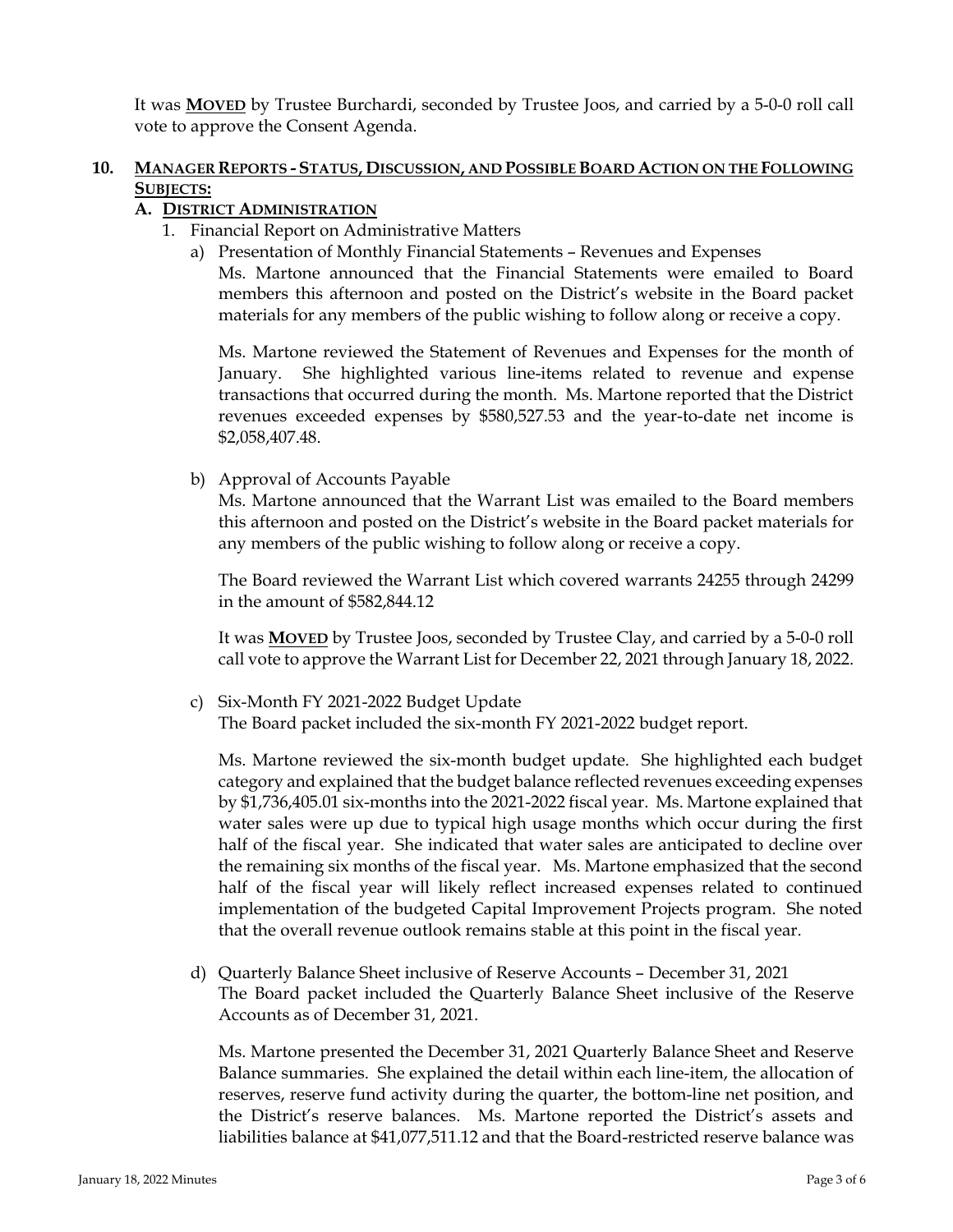It was **MOVED** by Trustee Burchardi, seconded by Trustee Joos, and carried by a 5-0-0 roll call vote to approve the Consent Agenda.

## 10. MANAGER REPORTS - STATUS, DISCUSSION, AND POSSIBLE BOARD ACTION ON THE FOLLOWING SUBJECTS:

### A. DISTRICT ADMINISTRATION

1. Financial Report on Administrative Matters

   a) Presentation of Monthly Financial Statements – Revenues and Expenses

   Ms. Martone announced that the Financial Statements were emailed to Board members this afternoon and posted on the District's website in the Board packet materials for any members of the public wishing to follow along or receive a copy.

   Ms. Martone reviewed the Statement of Revenues and Expenses for the month of January. She highlighted various line-items related to revenue and expense transactions that occurred during the month. Ms. Martone reported that the District revenues exceeded expenses by $580,527.53 and the year-to-date net income is $2,058,407.48.

   b) Approval of Accounts Payable

   Ms. Martone announced that the Warrant List was emailed to the Board members this afternoon and posted on the District's website in the Board packet materials for any members of the public wishing to follow along or receive a copy.

   The Board reviewed the Warrant List which covered warrants 24255 through 24299 in the amount of $582,844.12

   It was **MOVED** by Trustee Joos, seconded by Trustee Clay, and carried by a 5-0-0 roll call vote to approve the Warrant List for December 22, 2021 through January 18, 2022.

   c) Six-Month FY 2021-2022 Budget Update

   The Board packet included the six-month FY 2021-2022 budget report.

   Ms. Martone reviewed the six-month budget update. She highlighted each budget category and explained that the budget balance reflected revenues exceeding expenses by $1,736,405.01 six-months into the 2021-2022 fiscal year. Ms. Martone explained that water sales were up due to typical high usage months which occur during the first half of the fiscal year. She indicated that water sales are anticipated to decline over the remaining six months of the fiscal year. Ms. Martone emphasized that the second half of the fiscal year will likely reflect increased expenses related to continued implementation of the budgeted Capital Improvement Projects program. She noted that the overall revenue outlook remains stable at this point in the fiscal year.

   d) Quarterly Balance Sheet inclusive of Reserve Accounts – December 31, 2021

   The Board packet included the Quarterly Balance Sheet inclusive of the Reserve Accounts as of December 31, 2021.

   Ms. Martone presented the December 31, 2021 Quarterly Balance Sheet and Reserve Balance summaries. She explained the detail within each line-item, the allocation of reserves, reserve fund activity during the quarter, the bottom-line net position, and the District's reserve balances. Ms. Martone reported the District's assets and liabilities balance at $41,077,511.12 and that the Board-restricted reserve balance was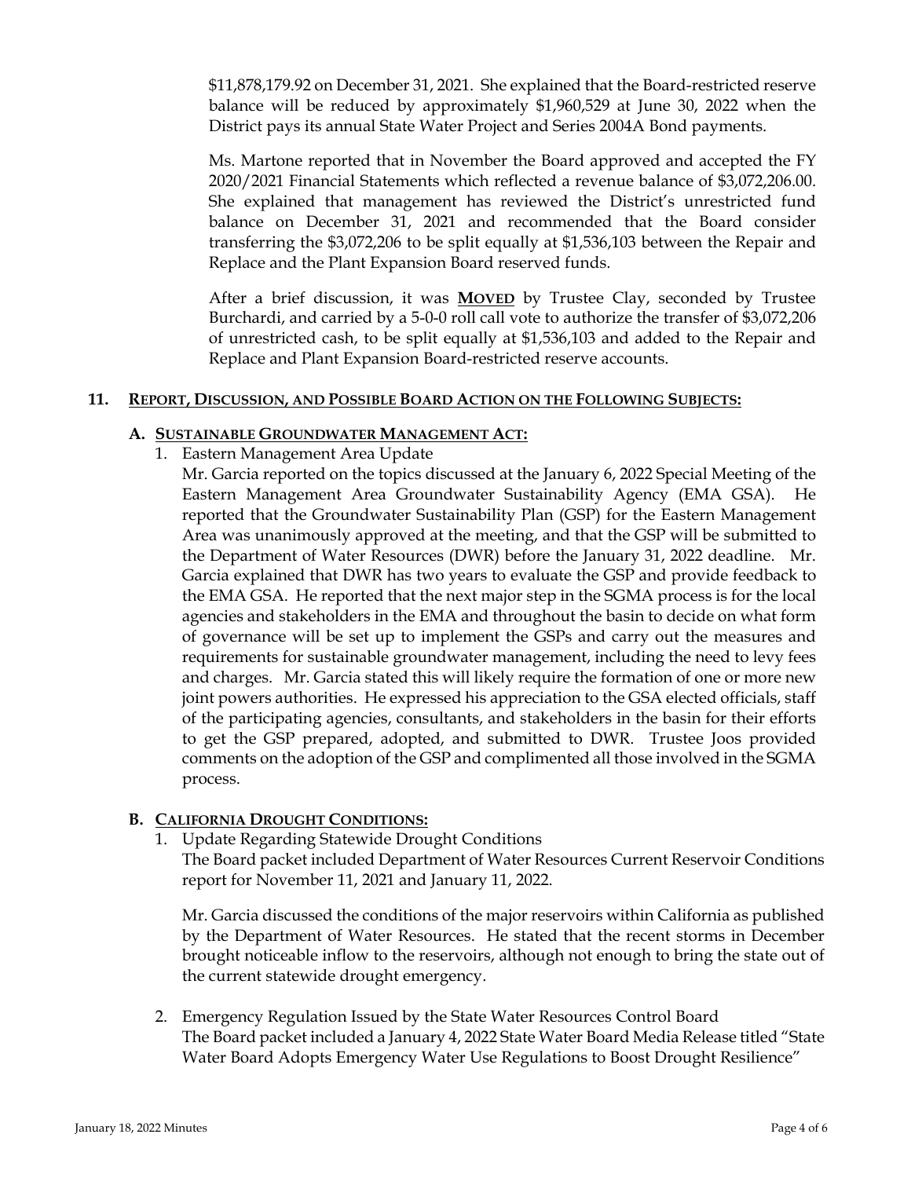$11,878,179.92 on December 31, 2021. She explained that the Board-restricted reserve balance will be reduced by approximately $1,960,529 at June 30, 2022 when the District pays its annual State Water Project and Series 2004A Bond payments.

Ms. Martone reported that in November the Board approved and accepted the FY 2020/2021 Financial Statements which reflected a revenue balance of $3,072,206.00. She explained that management has reviewed the District's unrestricted fund balance on December 31, 2021 and recommended that the Board consider transferring the $3,072,206 to be split equally at $1,536,103 between the Repair and Replace and the Plant Expansion Board reserved funds.

After a brief discussion, it was **MOVED** by Trustee Clay, seconded by Trustee Burchardi, and carried by a 5-0-0 roll call vote to authorize the transfer of $3,072,206 of unrestricted cash, to be split equally at $1,536,103 and added to the Repair and Replace and Plant Expansion Board-restricted reserve accounts.

## 11. REPORT, DISCUSSION, AND POSSIBLE BOARD ACTION ON THE FOLLOWING SUBJECTS:

### A. SUSTAINABLE GROUNDWATER MANAGEMENT ACT:

1. Eastern Management Area Update

   Mr. Garcia reported on the topics discussed at the January 6, 2022 Special Meeting of the Eastern Management Area Groundwater Sustainability Agency (EMA GSA). He reported that the Groundwater Sustainability Plan (GSP) for the Eastern Management Area was unanimously approved at the meeting, and that the GSP will be submitted to the Department of Water Resources (DWR) before the January 31, 2022 deadline. Mr. Garcia explained that DWR has two years to evaluate the GSP and provide feedback to the EMA GSA. He reported that the next major step in the SGMA process is for the local agencies and stakeholders in the EMA and throughout the basin to decide on what form of governance will be set up to implement the GSPs and carry out the measures and requirements for sustainable groundwater management, including the need to levy fees and charges. Mr. Garcia stated this will likely require the formation of one or more new joint powers authorities. He expressed his appreciation to the GSA elected officials, staff of the participating agencies, consultants, and stakeholders in the basin for their efforts to get the GSP prepared, adopted, and submitted to DWR. Trustee Joos provided comments on the adoption of the GSP and complimented all those involved in the SGMA process.

### B. CALIFORNIA DROUGHT CONDITIONS:

1. Update Regarding Statewide Drought Conditions

   The Board packet included Department of Water Resources Current Reservoir Conditions report for November 11, 2021 and January 11, 2022.

   Mr. Garcia discussed the conditions of the major reservoirs within California as published by the Department of Water Resources. He stated that the recent storms in December brought noticeable inflow to the reservoirs, although not enough to bring the state out of the current statewide drought emergency.

2. Emergency Regulation Issued by the State Water Resources Control Board

   The Board packet included a January 4, 2022 State Water Board Media Release titled "State Water Board Adopts Emergency Water Use Regulations to Boost Drought Resilience"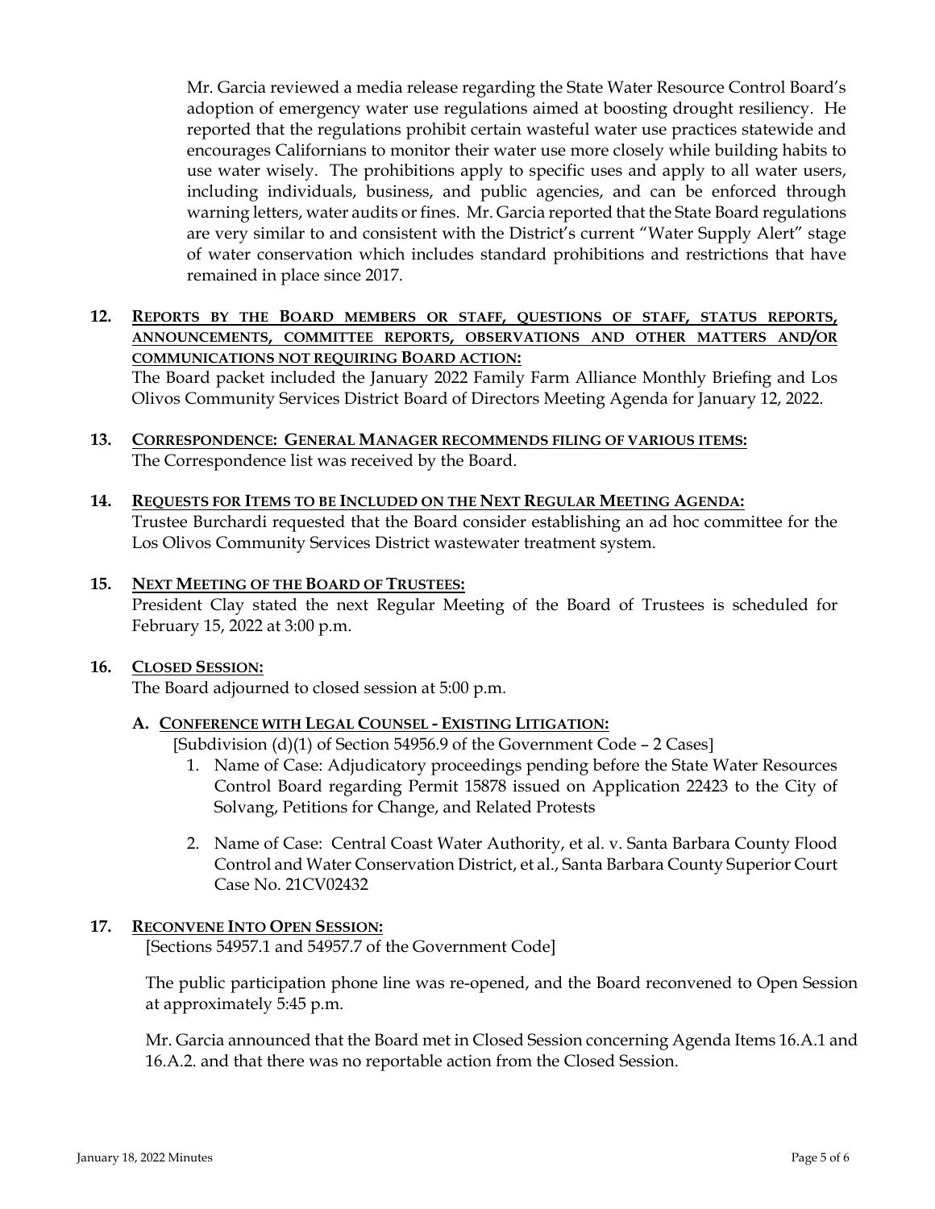Mr. Garcia reviewed a media release regarding the State Water Resource Control Board's adoption of emergency water use regulations aimed at boosting drought resiliency. He reported that the regulations prohibit certain wasteful water use practices statewide and encourages Californians to monitor their water use more closely while building habits to use water wisely. The prohibitions apply to specific uses and apply to all water users, including individuals, business, and public agencies, and can be enforced through warning letters, water audits or fines. Mr. Garcia reported that the State Board regulations are very similar to and consistent with the District's current "Water Supply Alert" stage of water conservation which includes standard prohibitions and restrictions that have remained in place since 2017.

**12. REPORTS BY THE BOARD MEMBERS OR STAFF, QUESTIONS OF STAFF, STATUS REPORTS, ANNOUNCEMENTS, COMMITTEE REPORTS, OBSERVATIONS AND OTHER MATTERS AND/OR COMMUNICATIONS NOT REQUIRING BOARD ACTION:**

The Board packet included the January 2022 Family Farm Alliance Monthly Briefing and Los Olivos Community Services District Board of Directors Meeting Agenda for January 12, 2022.

**13. CORRESPONDENCE: GENERAL MANAGER RECOMMENDS FILING OF VARIOUS ITEMS:**

The Correspondence list was received by the Board.

**14. REQUESTS FOR ITEMS TO BE INCLUDED ON THE NEXT REGULAR MEETING AGENDA:**

Trustee Burchardi requested that the Board consider establishing an ad hoc committee for the Los Olivos Community Services District wastewater treatment system.

**15. NEXT MEETING OF THE BOARD OF TRUSTEES:**

President Clay stated the next Regular Meeting of the Board of Trustees is scheduled for February 15, 2022 at 3:00 p.m.

**16. CLOSED SESSION:**

The Board adjourned to closed session at 5:00 p.m.

**A. CONFERENCE WITH LEGAL COUNSEL - EXISTING LITIGATION:**

[Subdivision (d)(1) of Section 54956.9 of the Government Code – 2 Cases]

1. Name of Case: Adjudicatory proceedings pending before the State Water Resources Control Board regarding Permit 15878 issued on Application 22423 to the City of Solvang, Petitions for Change, and Related Protests

2. Name of Case: Central Coast Water Authority, et al. v. Santa Barbara County Flood Control and Water Conservation District, et al., Santa Barbara County Superior Court Case No. 21CV02432

**17. RECONVENE INTO OPEN SESSION:**

[Sections 54957.1 and 54957.7 of the Government Code]

The public participation phone line was re-opened, and the Board reconvened to Open Session at approximately 5:45 p.m.

Mr. Garcia announced that the Board met in Closed Session concerning Agenda Items 16.A.1 and 16.A.2. and that there was no reportable action from the Closed Session.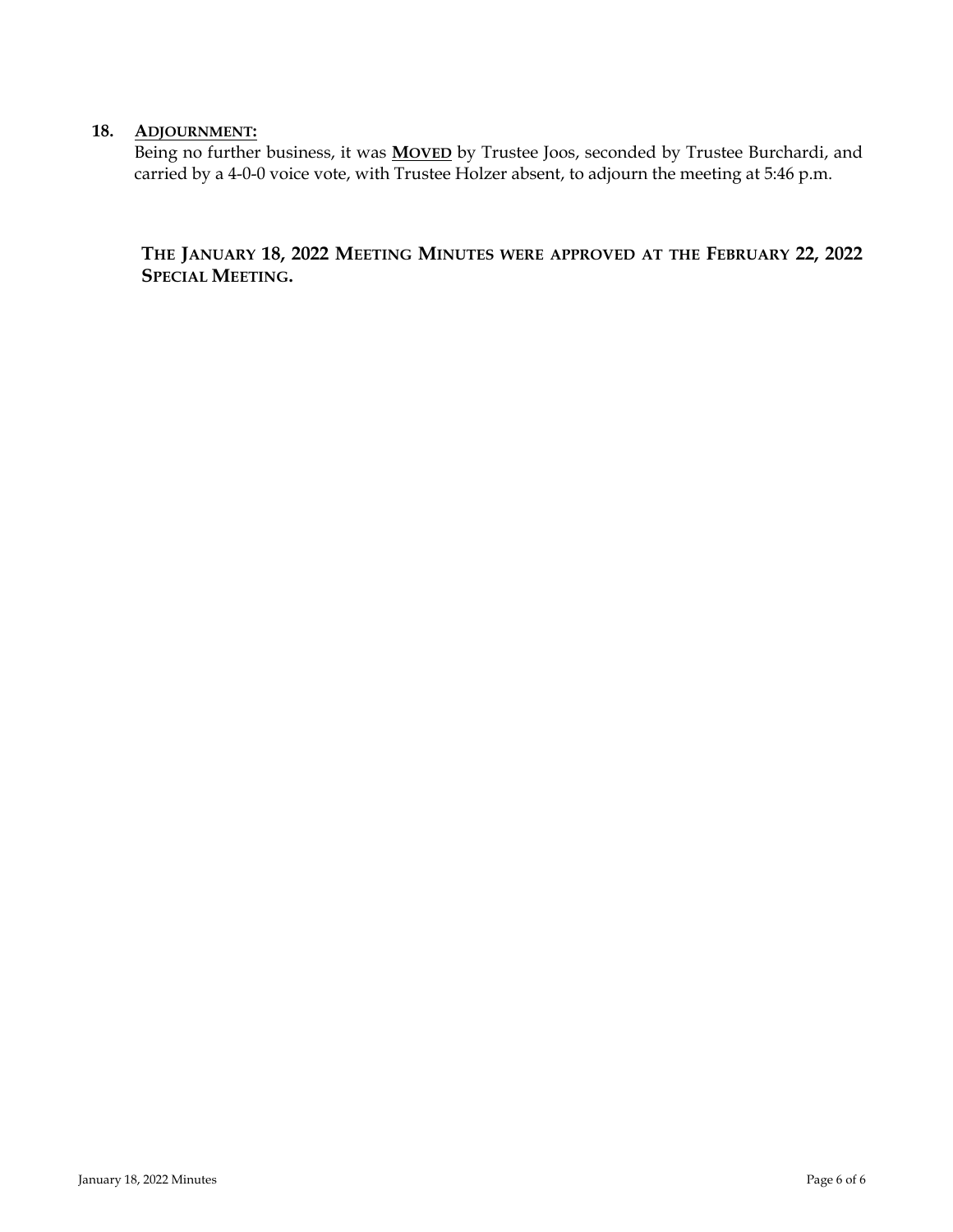**18. ADJOURNMENT:**

Being no further business, it was **MOVED** by Trustee Joos, seconded by Trustee Burchardi, and carried by a 4-0-0 voice vote, with Trustee Holzer absent, to adjourn the meeting at 5:46 p.m.

**THE JANUARY 18, 2022 MEETING MINUTES WERE APPROVED AT THE FEBRUARY 22, 2022 SPECIAL MEETING.**